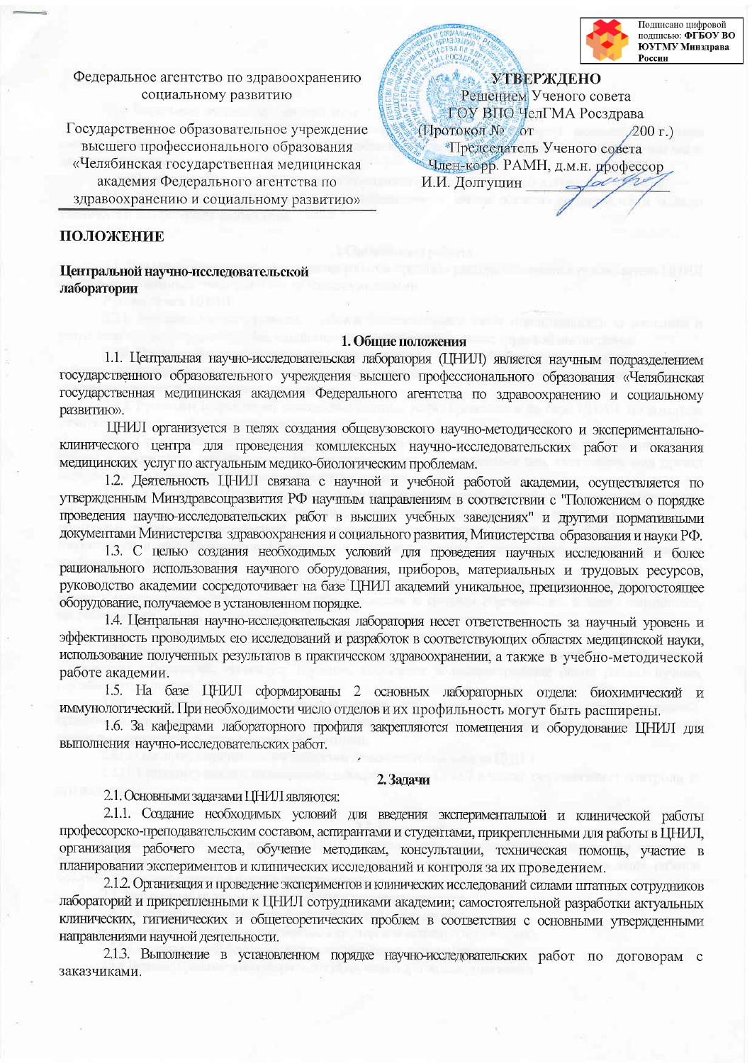Подписано цифровой подписью: ФГБОУ ВО ЮУГМУ Минздрава России

Федеральное агентство по здравоохранению социальному развитию

Государственное образовательное учреждение высшего профессионального образования «Челябинская государственная медицинская академия Федерального агентства по здравоохранению и социальному развитию»

**УТВЕРЖДЕНО**
Решением Ученого совета
ГОУ ВПО ЧелГМА Росздрава
(Протокол № от 200 г.)
Председатель Ученого совета
Член-корр. РАМН, д.м.н. профессор
И.И. Долгушин

**ПОЛОЖЕНИЕ**

**Центральной научно-исследовательской лаборатории**

## 1. Общие положения

1.1. Центральная научно-исследовательская лаборатория (ЦНИЛ) является научным подразделением государственного образовательного учреждения высшего профессионального образования «Челябинская государственная медицинская академия Федерального агентства по здравоохранению и социальному развитию».

ЦНИЛ организуется в целях создания общевузовского научно-методического и экспериментально-клинического центра для проведения комплексных научно-исследовательских работ и оказания медицинских услуг по актуальным медико-биологическим проблемам.

1.2. Деятельность ЦНИЛ связана с научной и учебной работой академии, осуществляется по утвержденным Минздравсоцразвития РФ научным направлениям в соответствии с "Положением о порядке проведения научно-исследовательских работ в высших учебных заведениях" и другими нормативными документами Министерства здравоохранения и социального развития, Министерства образования и науки РФ.

1.3. С целью создания необходимых условий для проведения научных исследований и более рационального использования научного оборудования, приборов, материальных и трудовых ресурсов, руководство академии сосредоточивает на базе ЦНИЛ академий уникальное, прецизионное, дорогостоящее оборудование, получаемое в установленном порядке.

1.4. Центральная научно-исследовательская лаборатория несет ответственность за научный уровень и эффективность проводимых ею исследований и разработок в соответствующих областях медицинской науки, использование полученных результатов в практическом здравоохранении, а также в учебно-методической работе академии.

1.5. На базе ЦНИЛ сформированы 2 основных лабораторных отдела: биохимический и иммунологический. При необходимости число отделов и их профильность могут быть расширены.

1.6. За кафедрами лабораторного профиля закрепляются помещения и оборудование ЦНИЛ для выполнения научно-исследовательских работ.

## 2. Задачи

2.1. Основными задачами ЦНИЛ являются:

2.1.1. Создание необходимых условий для введения экспериментальной и клинической работы профессорско-преподавательским составом, аспирантами и студентами, прикрепленными для работы в ЦНИЛ, организация рабочего места, обучение методикам, консультации, техническая помощь, участие в планировании экспериментов и клинических исследований и контроля за их проведением.

2.1.2. Организация и проведение экспериментов и клинических исследований силами штатных сотрудников лабораторий и прикрепленными к ЦНИЛ сотрудниками академии; самостоятельной разработки актуальных клинических, гигиенических и общетеоретических проблем в соответствия с основными утвержденными направлениями научной деятельности.

2.1.3. Выполнение в установленном порядке научно-исследовательских работ по договорам с заказчиками.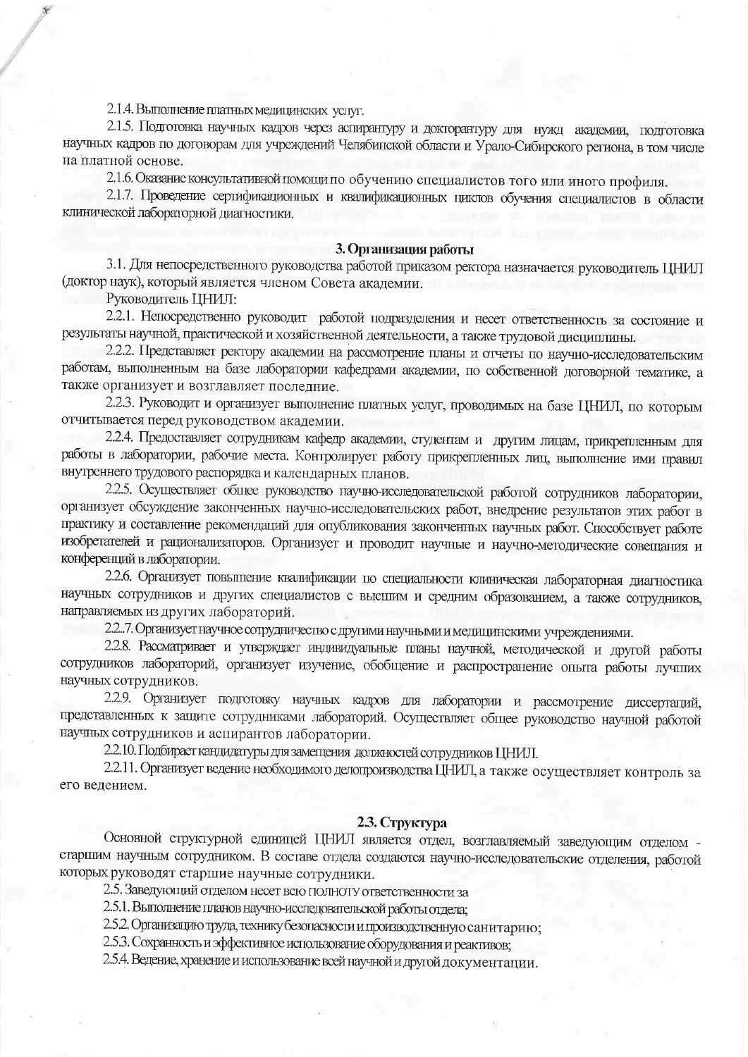2.1.4. Выполнение платных медицинских услуг.

2.1.5. Подготовка научных кадров через аспирантуру и докторантуру для нужд академии, подготовка научных кадров по договорам для учреждений Челябинской области и Урало-Сибирского региона, в том числе на платной основе.

2.1.6. Оказание консультативной помощи по обучению специалистов того или иного профиля.

2.1.7. Проведение сертификационных и квалификационных циклов обучения специалистов в области клинической лабораторной диагностики.

### 3. Организация работы

3.1. Для непосредственного руководства работой приказом ректора назначается руководитель ЦНИЛ (доктор наук), который является членом Совета академии.

Руководитель ЦНИЛ:

2.2.1. Непосредственно руководит работой подразделения и несет ответственность за состояние и результаты научной, практической и хозяйственной деятельности, а также трудовой дисциплины.

2.2.2. Представляет ректору академии на рассмотрение планы и отчеты по научно-исследовательским работам, выполненным на базе лаборатории кафедрами академии, по собственной договорной тематике, а также организует и возглавляет последние.

2.2.3. Руководит и организует выполнение платных услуг, проводимых на базе ЦНИЛ, по которым отчитывается перед руководством академии.

2.2.4. Предоставляет сотрудникам кафедр академии, студентам и другим лицам, прикрепленным для работы в лаборатории, рабочие места. Контролирует работу прикрепленных лиц, выполнение ими правил внутреннего трудового распорядка и календарных планов.

2.2.5. Осуществляет общее руководство научно-исследовательской работой сотрудников лаборатории, организует обсуждение законченных научно-исследовательских работ, внедрение результатов этих работ в практику и составление рекомендаций для опубликования законченных научных работ. Способствует работе изобретателей и рационализаторов. Организует и проводит научные и научно-методические совещания и конференций в лаборатории.

2.2.6. Организует повышение квалификации по специальности клиническая лабораторная диагностика научных сотрудников и других специалистов с высшим и средним образованием, а также сотрудников, направляемых из других лабораторий.

2.2..7. Организует научное сотрудничество с другими научными и медицинскими учреждениями.

2.2.8. Рассматривает и утверждает индивидуальные планы научной, методической и другой работы сотрудников лабораторий, организует изучение, обобщение и распространение опыта работы лучших научных сотрудников.

2.2.9. Организует подготовку научных кадров для лаборатории и рассмотрение диссертаций, представленных к защите сотрудниками лабораторий. Осуществляет общее руководство научной работой научных сотрудников и аспирантов лаборатории.

2.2.10. Подбирает кандидатуры для замещения должностей сотрудников ЦНИЛ.

2.2.11. Организует ведение необходимого делопроизводства ЦНИЛ, а также осуществляет контроль за его ведением.

### 2.3. Структура

Основной структурной единицей ЦНИЛ является отдел, возглавляемый заведующим отделом - старшим научным сотрудником. В составе отдела создаются научно-исследовательские отделения, работой которых руководят старшие научные сотрудники.

2.5. Заведующий отделом несет всю полноту ответственности за

2.5.1. Выполнение планов научно-исследовательской работы отдела;

2.5.2. Организацию труда, технику безопасности и производственную санитарию;

2.5.3. Сохранность и эффективное использование оборудования и реактивов;

2.5.4. Ведение, хранение и использование всей научной и другой документации.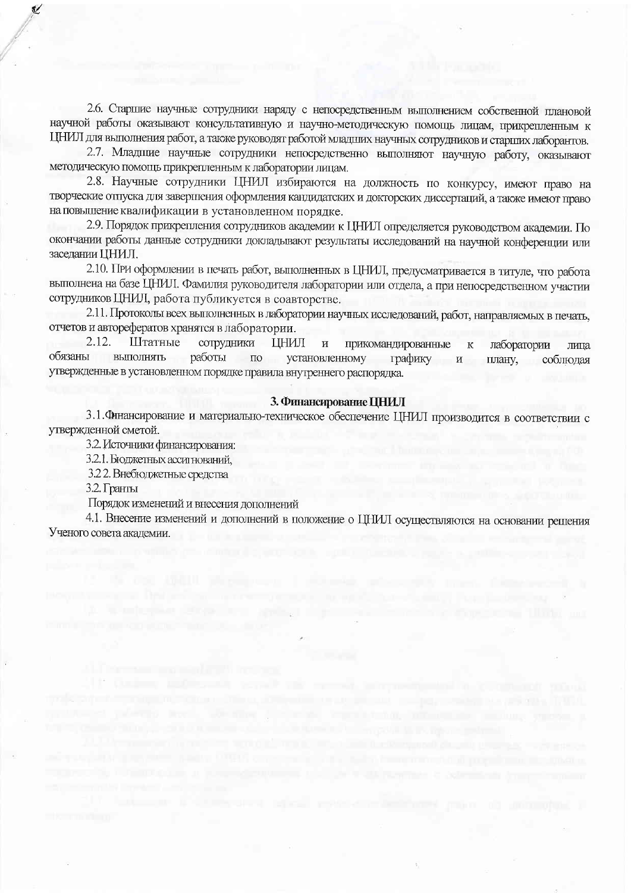2.6. Старшие научные сотрудники наряду с непосредственным выполнением собственной плановой научной работы оказывают консультативную и научно-методическую помощь лицам, прикрепленным к ЦНИЛ для выполнения работ, а также руководят работой младших научных сотрудников и старших лаборантов.

2.7. Младшие научные сотрудники непосредственно выполняют научную работу, оказывают методическую помощь прикрепленным к лаборатории лицам.

2.8. Научные сотрудники ЦНИЛ избираются на должность по конкурсу, имеют право на творческие отпуска для завершения оформления кандидатских и докторских диссертаций, а также имеют право на повышение квалификации в установленном порядке.

2.9. Порядок прикрепления сотрудников академии к ЦНИЛ определяется руководством академии. По окончании работы данные сотрудники докладывают результаты исследований на научной конференции или заседании ЦНИЛ.

2.10. При оформлении в печать работ, выполненных в ЦНИЛ, предусматривается в титуле, что работа выполнена на базе ЦНИЛ. Фамилия руководителя лаборатории или отдела, а при непосредственном участии сотрудников ЦНИЛ, работа публикуется в соавторстве.

2.11. Протоколы всех выполненных в лаборатории научных исследований, работ, направляемых в печать, отчетов и авторефератов хранятся в лаборатории.

2.12. Штатные сотрудники ЦНИЛ и прикомандированные к лаборатории лица обязаны выполнять работы по установленному графику и плану, соблюдая утвержденные в установленном порядке правила внутреннего распорядка.

## 3. Финансирование ЦНИЛ

3.1. Финансирование и материально-техническое обеспечение ЦНИЛ производится в соответствии с утвержденной сметой.

3.2. Источники финансирования:

3.2.1. Бюджетных ассигнований,

3.2 2. Внебюджетные средства

3.2. Гранты

Порядок изменений и внесения дополнений

4.1. Внесение изменений и дополнений в положение о ЦНИЛ осуществляются на основании решения Ученого совета академии.